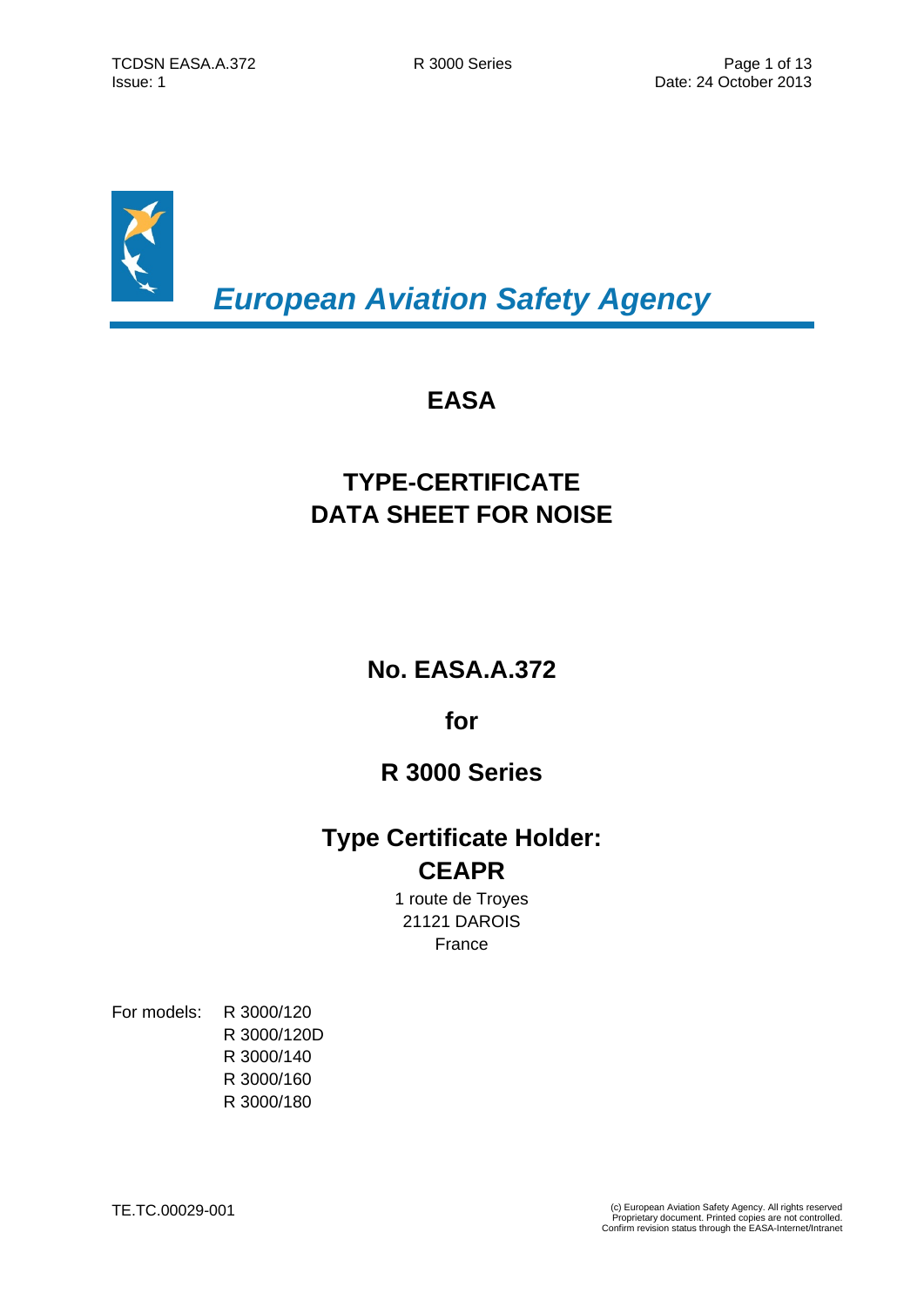*European Aviation Safety Agency*

# EASA

# TYPE-CERTIFICATE DATA SHEET FOR NOISE

## No. EASA.A.372

## for

## R 3000 Series

## Type Certificate Holder: CEAPR

1 route de Troyes
21121 DAROIS
France

For models:
- R 3000/120
- R 3000/120D
- R 3000/140
- R 3000/160
- R 3000/180

TE.TC.00029-001

(c) European Aviation Safety Agency. All rights reserved
Proprietary document. Printed copies are not controlled.
Confirm revision status through the EASA-Internet/Intranet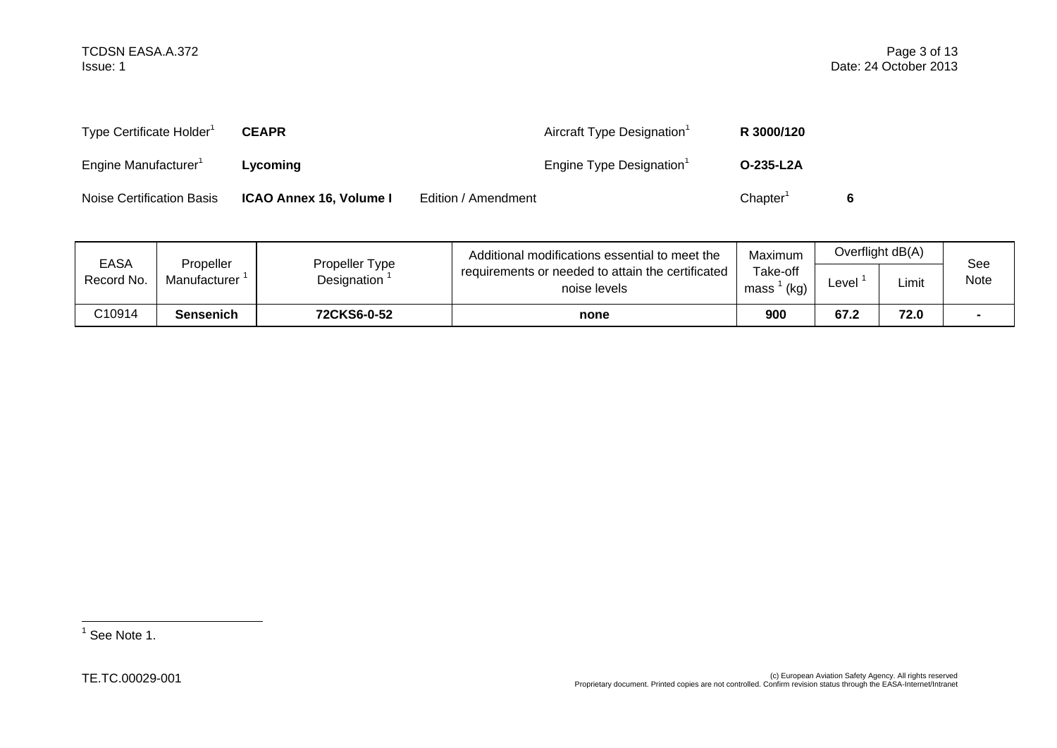| | | | | | |
|---|---|---|---|---|---|
| Type Certificate Holder[1] | **CEAPR** | | Aircraft Type Designation[1] | **R 3000/120** | |
| Engine Manufacturer[1] | **Lycoming** | | Engine Type Designation[1] | **O-235-L2A** | |
| Noise Certification Basis | **ICAO Annex 16, Volume I** | Edition / Amendment | | Chapter[1] | **6** |

| EASA Record No. | Propeller Manufacturer [1] | Propeller Type Designation [1] | Additional modifications essential to meet the requirements or needed to attain the certificated noise levels | Maximum Take-off mass [1] (kg) | Overflight dB(A) | | See Note |
|---|---|---|---|---|---|---|---|
| | | | | | Level [1] | Limit | |
| C10914 | **Sensenich** | **72CKS6-0-52** | **none** | **900** | **67.2** | **72.0** | **-** |

[1] See Note 1.

TE.TC.00029-001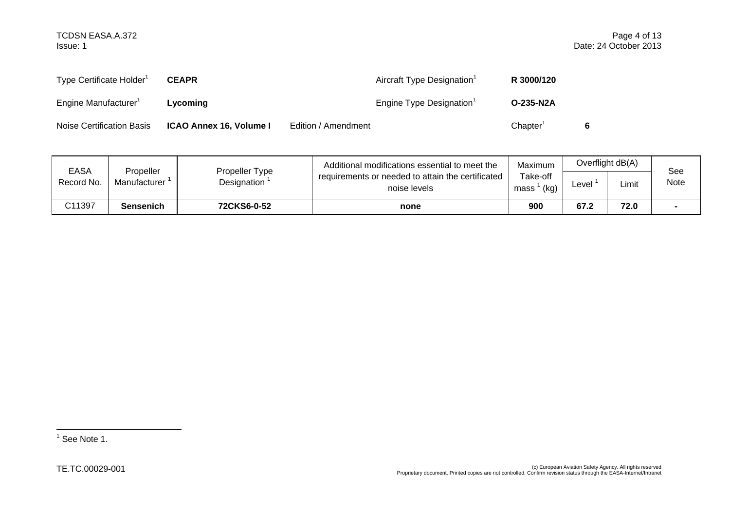| Type Certificate Holder[1] | **CEAPR** | | Aircraft Type Designation[1] | **R 3000/120** |
|---|---|---|---|---|
| Engine Manufacturer[1] | **Lycoming** | | Engine Type Designation[1] | **O-235-N2A** |
| Noise Certification Basis | **ICAO Annex 16, Volume I** | Edition / Amendment | Chapter[1] | **6** |

| EASA Record No. | Propeller Manufacturer [1] | Propeller Type Designation [1] | Additional modifications essential to meet the requirements or needed to attain the certificated noise levels | Maximum Take-off mass [1] (kg) | Overflight dB(A) | | See Note |
|---|---|---|---|---|---|---|---|
| | | | | | Level [1] | Limit | |
| C11397 | **Sensenich** | **72CKS6-0-52** | **none** | **900** | **67.2** | **72.0** | **-** |

[1] See Note 1.

TE.TC.00029-001

(c) European Aviation Safety Agency. All rights reserved
Proprietary document. Printed copies are not controlled. Confirm revision status through the EASA-Internet/Intranet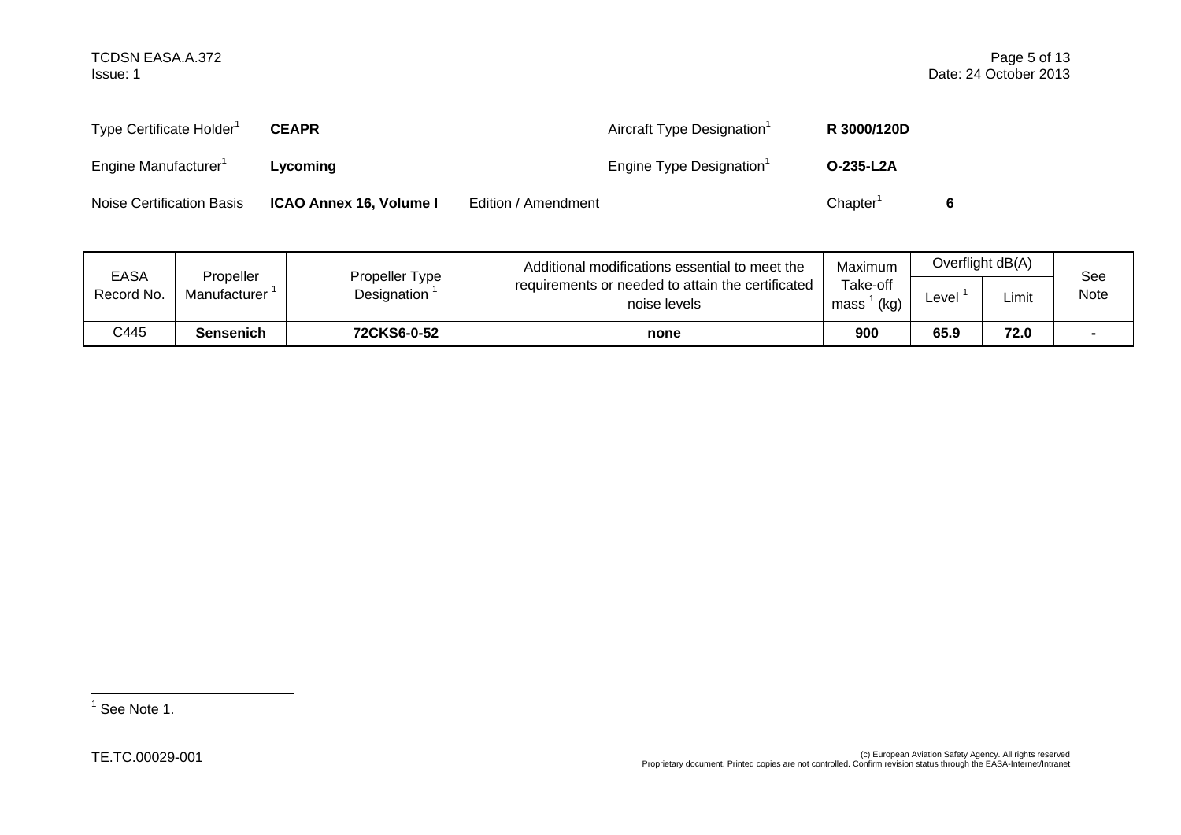| Type Certificate Holder[1] | **CEAPR** | | Aircraft Type Designation[1] | **R 3000/120D** |
|---|---|---|---|---|
| Engine Manufacturer[1] | **Lycoming** | | Engine Type Designation[1] | **O-235-L2A** |
| Noise Certification Basis | **ICAO Annex 16, Volume I** | Edition / Amendment | Chapter[1] | **6** |

| EASA Record No. | Propeller Manufacturer [1] | Propeller Type Designation [1] | Additional modifications essential to meet the requirements or needed to attain the certificated noise levels | Maximum Take-off mass [1] (kg) | Overflight dB(A) | | See Note |
|---|---|---|---|---|---|---|---|
| | | | | | Level [1] | Limit | |
| C445 | **Sensenich** | **72CKS6-0-52** | **none** | **900** | **65.9** | **72.0** | **-** |

[1] See Note 1.

TE.TC.00029-001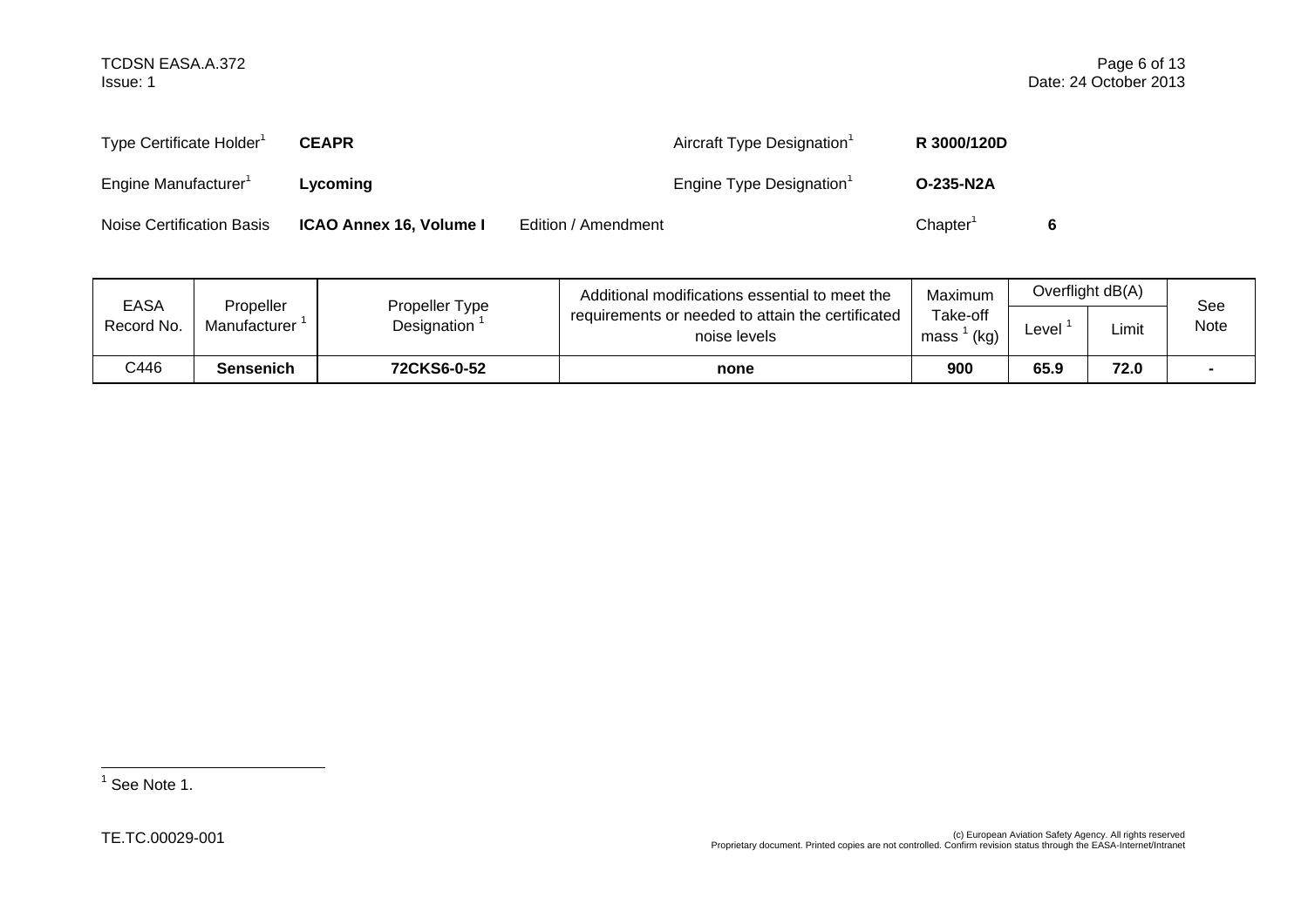| Type Certificate Holder[1] | **CEAPR** | | Aircraft Type Designation[1] | **R 3000/120D** | |
|---|---|---|---|---|---|
| Engine Manufacturer[1] | **Lycoming** | | Engine Type Designation[1] | **O-235-N2A** | |
| Noise Certification Basis | **ICAO Annex 16, Volume I** | Edition / Amendment | | Chapter[1] | **6** |

| EASA Record No. | Propeller Manufacturer [1] | Propeller Type Designation [1] | Additional modifications essential to meet the requirements or needed to attain the certificated noise levels | Maximum Take-off mass [1] (kg) | Overflight dB(A) | | See Note |
|---|---|---|---|---|---|---|---|
| | | | | | Level [1] | Limit | |
| C446 | **Sensenich** | **72CKS6-0-52** | **none** | **900** | **65.9** | **72.0** | **-** |

[1] See Note 1.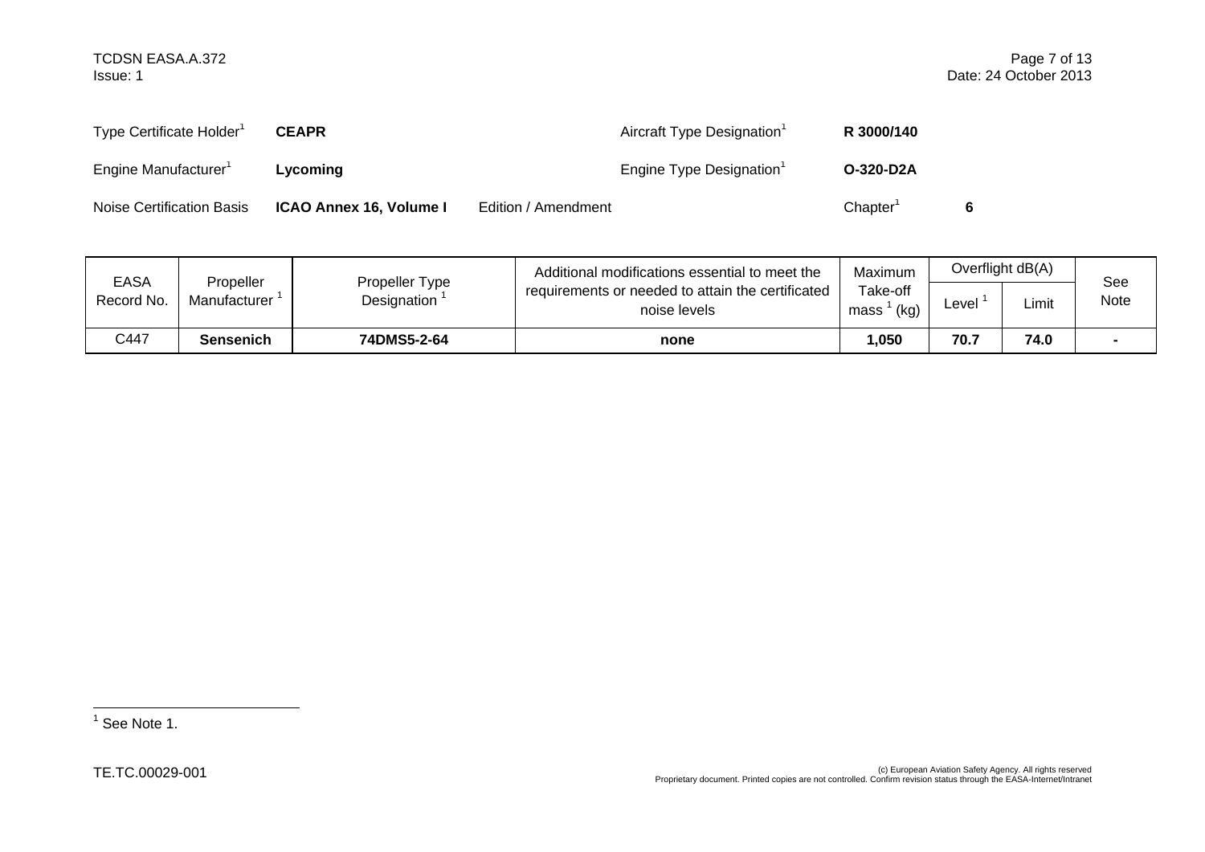| Type Certificate Holder[1] | **CEAPR** | | Aircraft Type Designation[1] | **R 3000/140** |
|---|---|---|---|---|
| Engine Manufacturer[1] | **Lycoming** | | Engine Type Designation[1] | **O-320-D2A** |
| Noise Certification Basis | **ICAO Annex 16, Volume I** | Edition / Amendment | Chapter[1] | **6** |

| EASA Record No. | Propeller Manufacturer [1] | Propeller Type Designation [1] | Additional modifications essential to meet the requirements or needed to attain the certificated noise levels | Maximum Take-off mass [1] (kg) | Overflight dB(A) | | See Note |
|---|---|---|---|---|---|---|---|
| | | | | | Level [1] | Limit | |
| C447 | **Sensenich** | **74DMS5-2-64** | **none** | **1,050** | **70.7** | **74.0** | **-** |

[1] See Note 1.

TE.TC.00029-001

(c) European Aviation Safety Agency. All rights reserved
Proprietary document. Printed copies are not controlled. Confirm revision status through the EASA-Internet/Intranet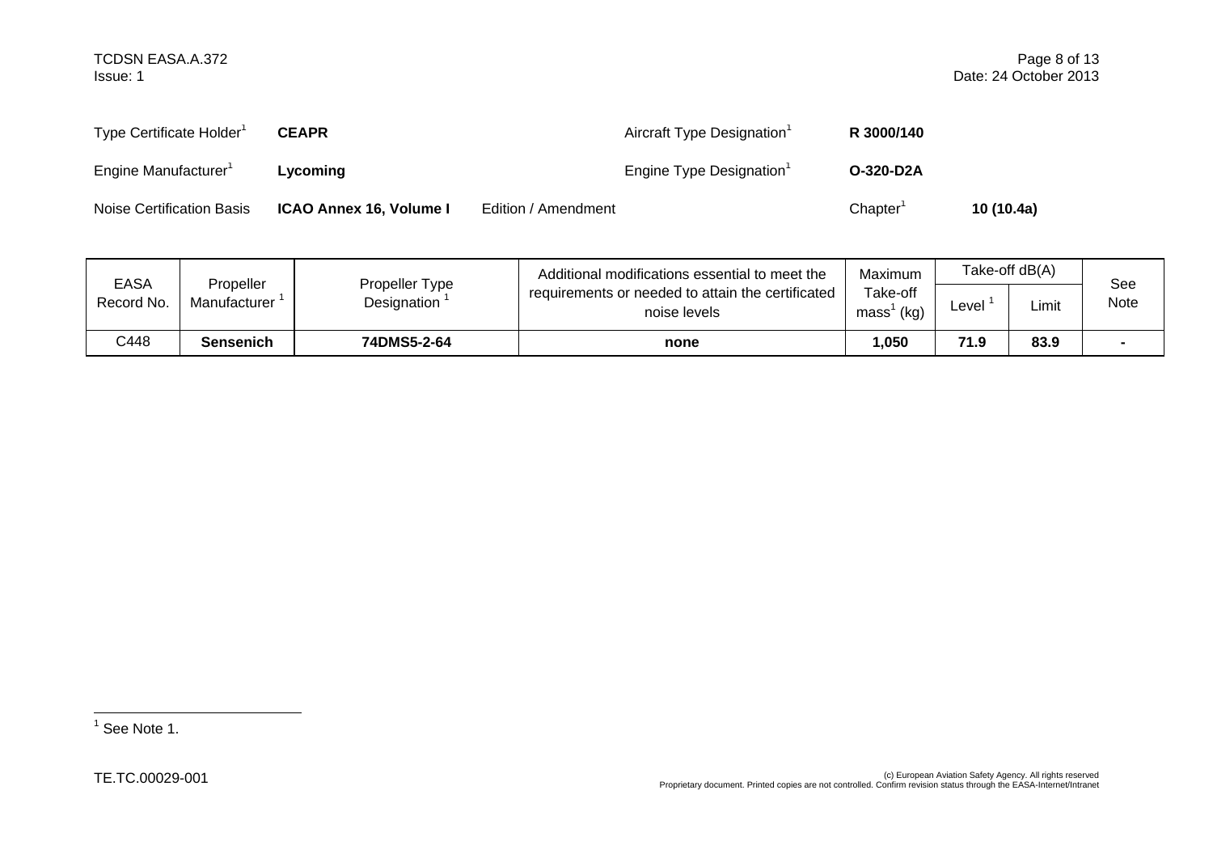| Type Certificate Holder[1] | **CEAPR** | | Aircraft Type Designation[1] | **R 3000/140** |
|---|---|---|---|---|
| Engine Manufacturer[1] | **Lycoming** | | Engine Type Designation[1] | **O-320-D2A** |
| Noise Certification Basis | **ICAO Annex 16, Volume I** | Edition / Amendment | Chapter[1] | **10 (10.4a)** |

| EASA Record No. | Propeller Manufacturer [1] | Propeller Type Designation [1] | Additional modifications essential to meet the requirements or needed to attain the certificated noise levels | Maximum Take-off mass[1] (kg) | Take-off dB(A) | | See Note |
|---|---|---|---|---|---|---|---|
| | | | | | Level [1] | Limit | |
| C448 | **Sensenich** | **74DMS5-2-64** | **none** | **1,050** | **71.9** | **83.9** | **-** |

[1] See Note 1.

TE.TC.00029-001

(c) European Aviation Safety Agency. All rights reserved
Proprietary document. Printed copies are not controlled. Confirm revision status through the EASA-Internet/Intranet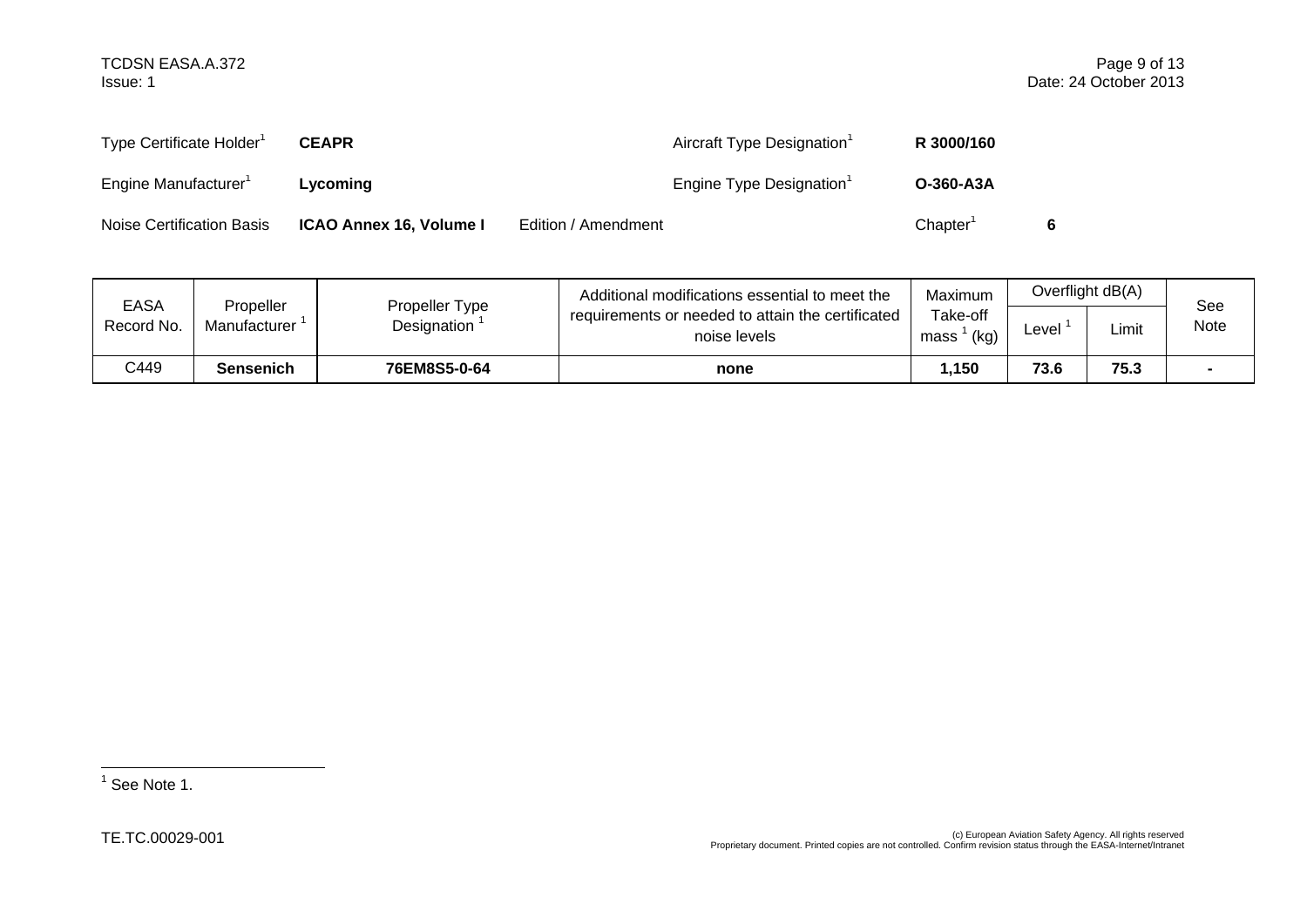| | | | | |
|---|---|---|---|---|
| Type Certificate Holder[1] | **CEAPR** | | Aircraft Type Designation[1] | **R 3000/160** |
| Engine Manufacturer[1] | **Lycoming** | | Engine Type Designation[1] | **O-360-A3A** |
| Noise Certification Basis | **ICAO Annex 16, Volume I** | Edition / Amendment | Chapter[1] | **6** |

| EASA Record No. | Propeller Manufacturer [1] | Propeller Type Designation [1] | Additional modifications essential to meet the requirements or needed to attain the certificated noise levels | Maximum Take-off mass [1] (kg) | Overflight dB(A) | | See Note |
|---|---|---|---|---|---|---|---|
| | | | | | Level [1] | Limit | |
| C449 | **Sensenich** | **76EM8S5-0-64** | **none** | **1,150** | **73.6** | **75.3** | **-** |

[1] See Note 1.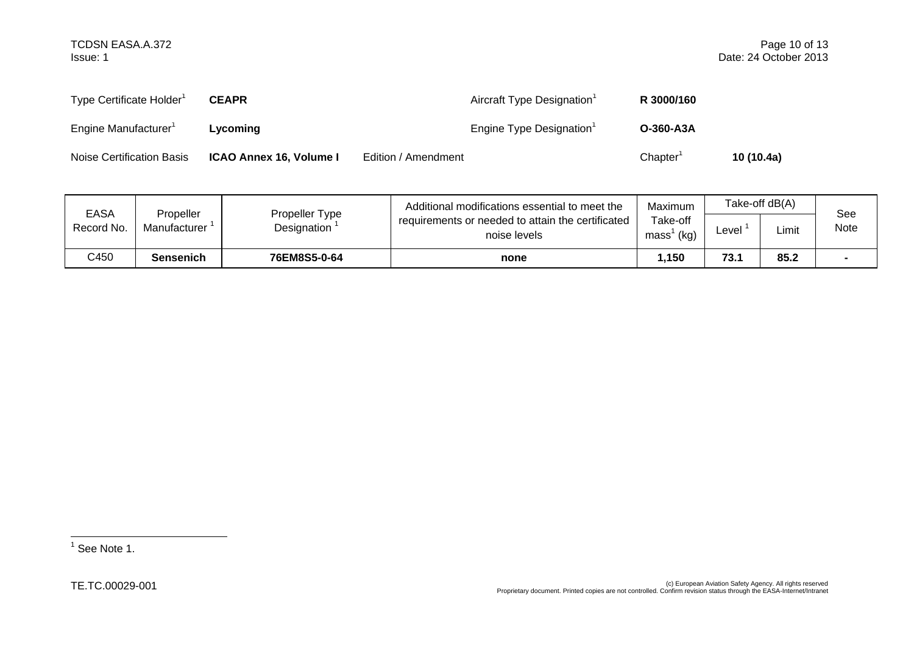| Type Certificate Holder[1] | **CEAPR** | | Aircraft Type Designation[1] | **R 3000/160** |
|---|---|---|---|---|
| Engine Manufacturer[1] | **Lycoming** | | Engine Type Designation[1] | **O-360-A3A** |
| Noise Certification Basis | **ICAO Annex 16, Volume I** | Edition / Amendment | Chapter[1] | **10 (10.4a)** |

| EASA Record No. | Propeller Manufacturer [1] | Propeller Type Designation [1] | Additional modifications essential to meet the requirements or needed to attain the certificated noise levels | Maximum Take-off mass[1] (kg) | Take-off dB(A) | | See Note |
|---|---|---|---|---|---|---|---|
| | | | | | Level [1] | Limit | |
| C450 | **Sensenich** | **76EM8S5-0-64** | **none** | **1,150** | **73.1** | **85.2** | **-** |

[1] See Note 1.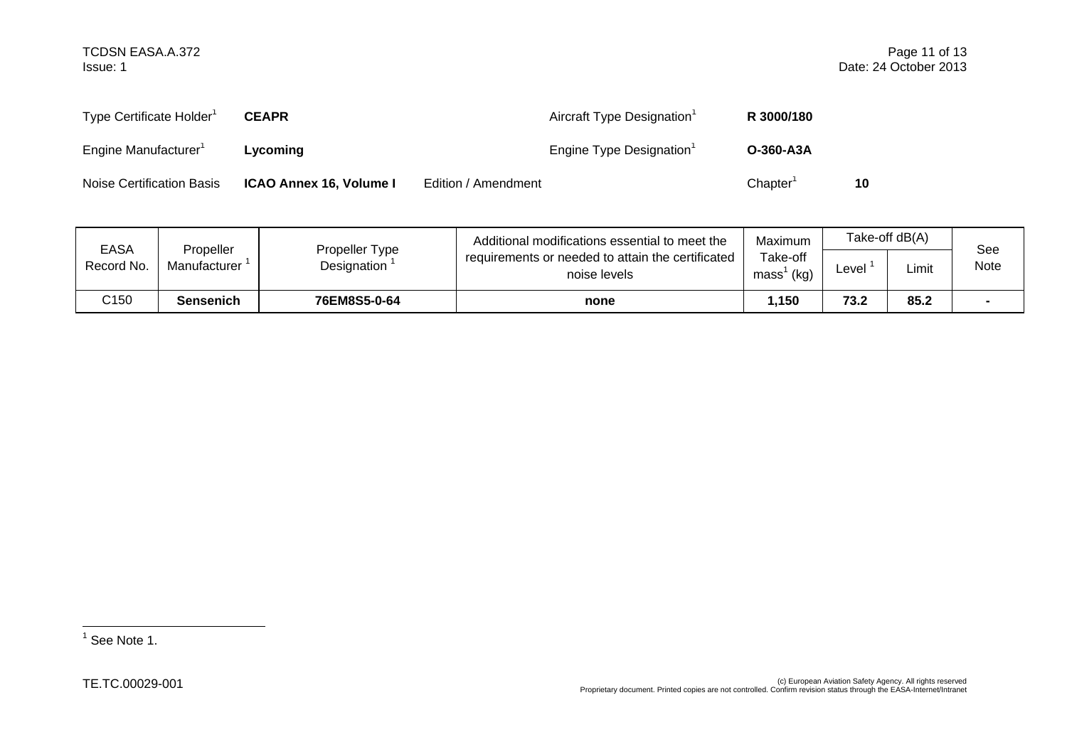| Type Certificate Holder[1] | **CEAPR** | | Aircraft Type Designation[1] | **R 3000/180** |
|---|---|---|---|---|
| Engine Manufacturer[1] | **Lycoming** | | Engine Type Designation[1] | **O-360-A3A** |
| Noise Certification Basis | **ICAO Annex 16, Volume I** | Edition / Amendment | Chapter[1] | **10** |

| EASA Record No. | Propeller Manufacturer [1] | Propeller Type Designation [1] | Additional modifications essential to meet the requirements or needed to attain the certificated noise levels | Maximum Take-off mass[1] (kg) | Take-off dB(A) | | See Note |
|---|---|---|---|---|---|---|---|
| | | | | | Level [1] | Limit | |
| C150 | **Sensenich** | **76EM8S5-0-64** | **none** | **1,150** | **73.2** | **85.2** | **-** |

[1] See Note 1.

TE.TC.00029-001

(c) European Aviation Safety Agency. All rights reserved
Proprietary document. Printed copies are not controlled. Confirm revision status through the EASA-Internet/Intranet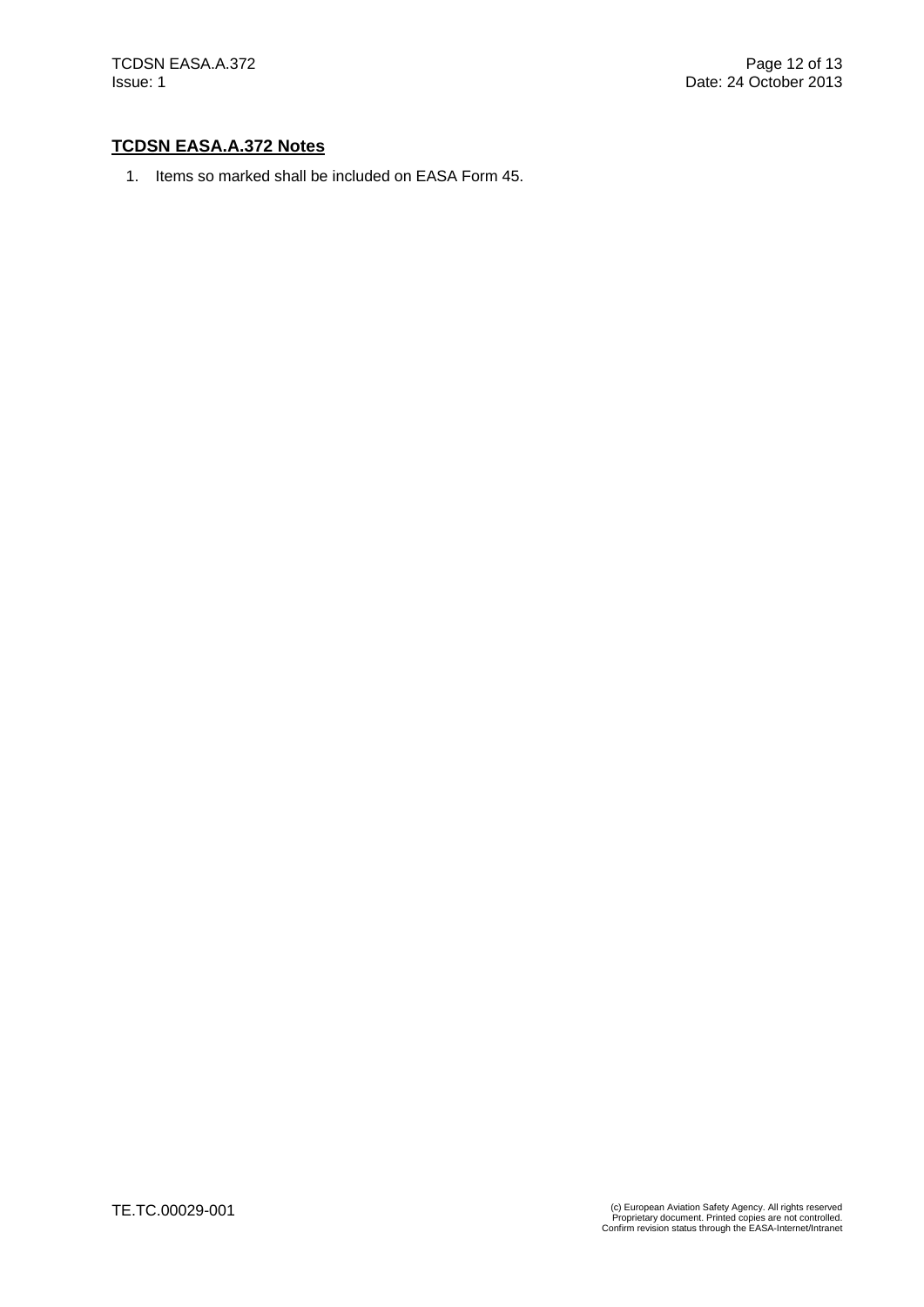## TCDSN EASA.A.372 Notes

1. Items so marked shall be included on EASA Form 45.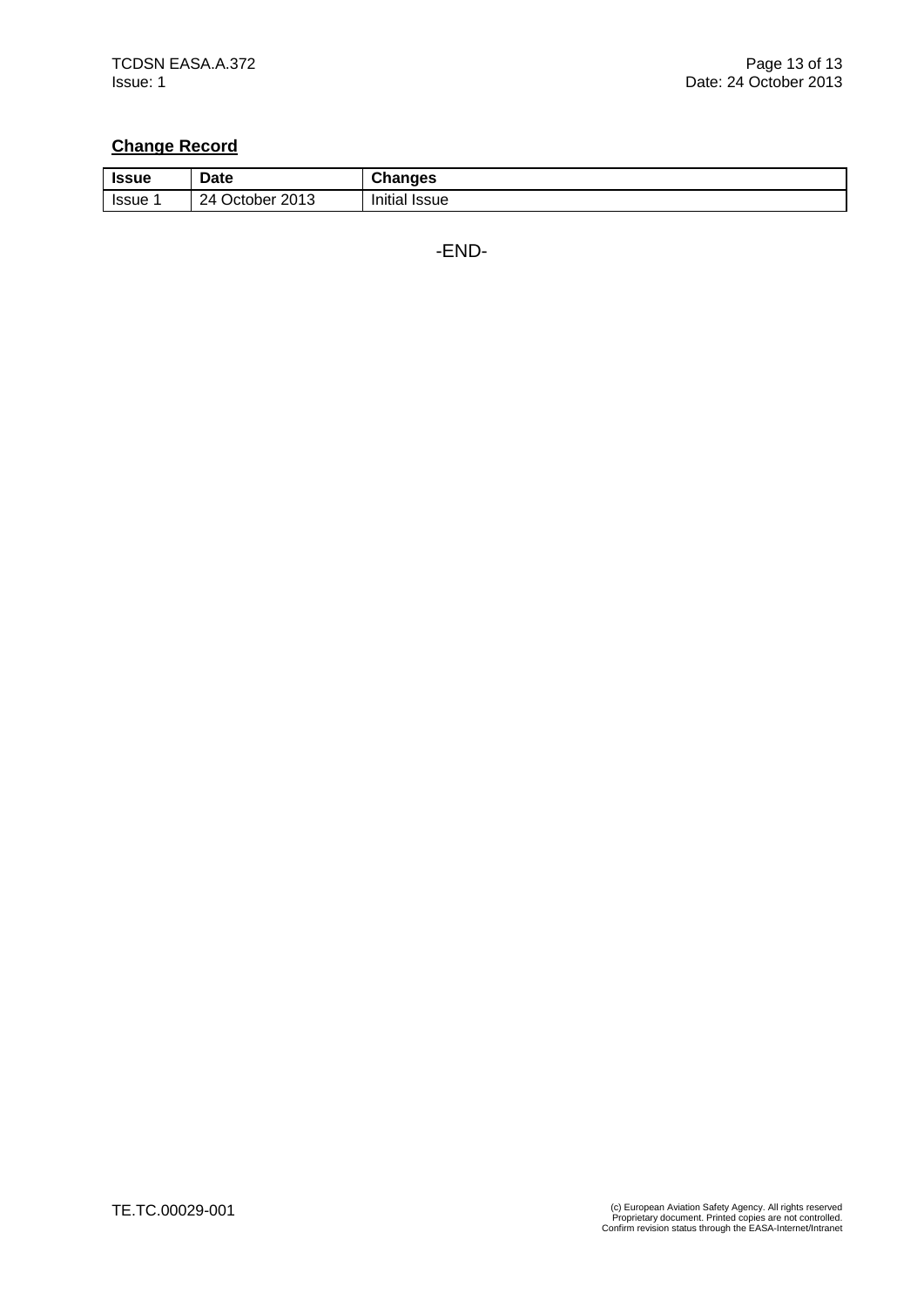**Change Record**

| Issue | Date | Changes |
|---|---|---|
| Issue 1 | 24 October 2013 | Initial Issue |

-END-